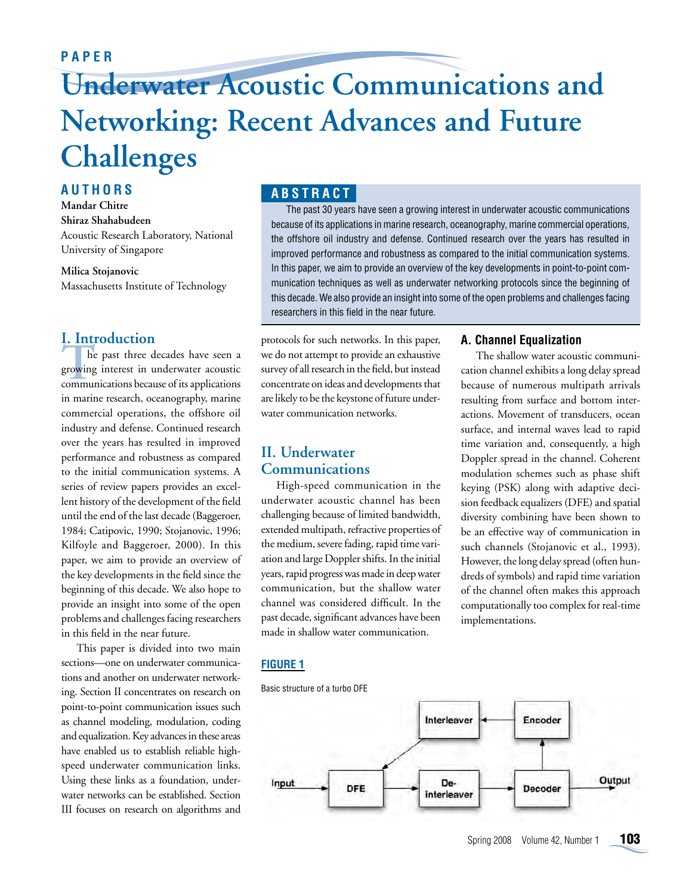PAPER

# Underwater Acoustic Communications and Networking: Recent Advances and Future Challenges

## AUTHORS

**Mandar Chitre**
**Shiraz Shahabudeen**
Acoustic Research Laboratory, National University of Singapore

**Milica Stojanovic**
Massachusetts Institute of Technology

## ABSTRACT

The past 30 years have seen a growing interest in underwater acoustic communications because of its applications in marine research, oceanography, marine commercial operations, the offshore oil industry and defense. Continued research over the years has resulted in improved performance and robustness as compared to the initial communication systems. In this paper, we aim to provide an overview of the key developments in point-to-point communication techniques as well as underwater networking protocols since the beginning of this decade. We also provide an insight into some of the open problems and challenges facing researchers in this field in the near future.

## I. Introduction

The past three decades have seen a growing interest in underwater acoustic communications because of its applications in marine research, oceanography, marine commercial operations, the offshore oil industry and defense. Continued research over the years has resulted in improved performance and robustness as compared to the initial communication systems. A series of review papers provides an excellent history of the development of the field until the end of the last decade (Baggeroer, 1984; Catipovic, 1990; Stojanovic, 1996; Kilfoyle and Baggeroer, 2000). In this paper, we aim to provide an overview of the key developments in the field since the beginning of this decade. We also hope to provide an insight into some of the open problems and challenges facing researchers in this field in the near future.

This paper is divided into two main sections—one on underwater communications and another on underwater networking. Section II concentrates on research on point-to-point communication issues such as channel modeling, modulation, coding and equalization. Key advances in these areas have enabled us to establish reliable high-speed underwater communication links. Using these links as a foundation, underwater networks can be established. Section III focuses on research on algorithms and protocols for such networks. In this paper, we do not attempt to provide an exhaustive survey of all research in the field, but instead concentrate on ideas and developments that are likely to be the keystone of future underwater communication networks.

## II. Underwater Communications

High-speed communication in the underwater acoustic channel has been challenging because of limited bandwidth, extended multipath, refractive properties of the medium, severe fading, rapid time variation and large Doppler shifts. In the initial years, rapid progress was made in deep water communication, but the shallow water channel was considered difficult. In the past decade, significant advances have been made in shallow water communication.

### A. Channel Equalization

The shallow water acoustic communication channel exhibits a long delay spread because of numerous multipath arrivals resulting from surface and bottom interactions. Movement of transducers, ocean surface, and internal waves lead to rapid time variation and, consequently, a high Doppler spread in the channel. Coherent modulation schemes such as phase shift keying (PSK) along with adaptive decision feedback equalizers (DFE) and spatial diversity combining have been shown to be an effective way of communication in such channels (Stojanovic et al., 1993). However, the long delay spread (often hundreds of symbols) and rapid time variation of the channel often makes this approach computationally too complex for real-time implementations.

**FIGURE 1**

Basic structure of a turbo DFE

Input
DFE
De-interleaver
Decoder
Output
Encoder
Interleaver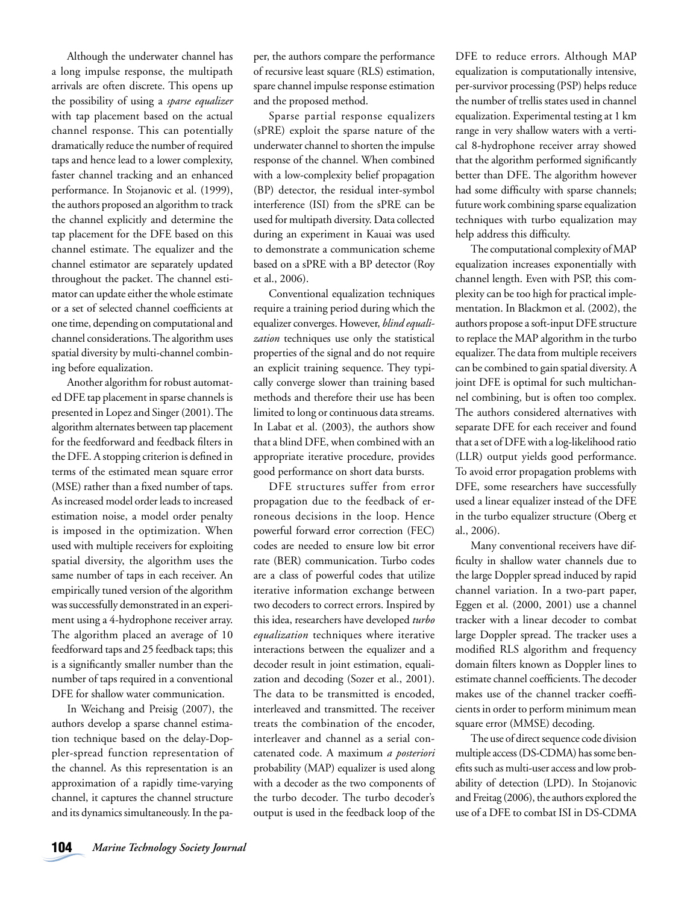Although the underwater channel has a long impulse response, the multipath arrivals are often discrete. This opens up the possibility of using a *sparse equalizer* with tap placement based on the actual channel response. This can potentially dramatically reduce the number of required taps and hence lead to a lower complexity, faster channel tracking and an enhanced performance. In Stojanovic et al. (1999), the authors proposed an algorithm to track the channel explicitly and determine the tap placement for the DFE based on this channel estimate. The equalizer and the channel estimator are separately updated throughout the packet. The channel estimator can update either the whole estimate or a set of selected channel coefficients at one time, depending on computational and channel considerations. The algorithm uses spatial diversity by multi-channel combining before equalization.

Another algorithm for robust automated DFE tap placement in sparse channels is presented in Lopez and Singer (2001). The algorithm alternates between tap placement for the feedforward and feedback filters in the DFE. A stopping criterion is defined in terms of the estimated mean square error (MSE) rather than a fixed number of taps. As increased model order leads to increased estimation noise, a model order penalty is imposed in the optimization. When used with multiple receivers for exploiting spatial diversity, the algorithm uses the same number of taps in each receiver. An empirically tuned version of the algorithm was successfully demonstrated in an experiment using a 4-hydrophone receiver array. The algorithm placed an average of 10 feedforward taps and 25 feedback taps; this is a significantly smaller number than the number of taps required in a conventional DFE for shallow water communication.

In Weichang and Preisig (2007), the authors develop a sparse channel estimation technique based on the delay-Doppler-spread function representation of the channel. As this representation is an approximation of a rapidly time-varying channel, it captures the channel structure and its dynamics simultaneously. In the paper, the authors compare the performance of recursive least square (RLS) estimation, spare channel impulse response estimation and the proposed method.

Sparse partial response equalizers (sPRE) exploit the sparse nature of the underwater channel to shorten the impulse response of the channel. When combined with a low-complexity belief propagation (BP) detector, the residual inter-symbol interference (ISI) from the sPRE can be used for multipath diversity. Data collected during an experiment in Kauai was used to demonstrate a communication scheme based on a sPRE with a BP detector (Roy et al., 2006).

Conventional equalization techniques require a training period during which the equalizer converges. However, *blind equalization* techniques use only the statistical properties of the signal and do not require an explicit training sequence. They typically converge slower than training based methods and therefore their use has been limited to long or continuous data streams. In Labat et al. (2003), the authors show that a blind DFE, when combined with an appropriate iterative procedure, provides good performance on short data bursts.

DFE structures suffer from error propagation due to the feedback of erroneous decisions in the loop. Hence powerful forward error correction (FEC) codes are needed to ensure low bit error rate (BER) communication. Turbo codes are a class of powerful codes that utilize iterative information exchange between two decoders to correct errors. Inspired by this idea, researchers have developed *turbo equalization* techniques where iterative interactions between the equalizer and a decoder result in joint estimation, equalization and decoding (Sozer et al., 2001). The data to be transmitted is encoded, interleaved and transmitted. The receiver treats the combination of the encoder, interleaver and channel as a serial concatenated code. A maximum *a posteriori* probability (MAP) equalizer is used along with a decoder as the two components of the turbo decoder. The turbo decoder's output is used in the feedback loop of the DFE to reduce errors. Although MAP equalization is computationally intensive, per-survivor processing (PSP) helps reduce the number of trellis states used in channel equalization. Experimental testing at 1 km range in very shallow waters with a vertical 8-hydrophone receiver array showed that the algorithm performed significantly better than DFE. The algorithm however had some difficulty with sparse channels; future work combining sparse equalization techniques with turbo equalization may help address this difficulty.

The computational complexity of MAP equalization increases exponentially with channel length. Even with PSP, this complexity can be too high for practical implementation. In Blackmon et al. (2002), the authors propose a soft-input DFE structure to replace the MAP algorithm in the turbo equalizer. The data from multiple receivers can be combined to gain spatial diversity. A joint DFE is optimal for such multichannel combining, but is often too complex. The authors considered alternatives with separate DFE for each receiver and found that a set of DFE with a log-likelihood ratio (LLR) output yields good performance. To avoid error propagation problems with DFE, some researchers have successfully used a linear equalizer instead of the DFE in the turbo equalizer structure (Oberg et al., 2006).

Many conventional receivers have difficulty in shallow water channels due to the large Doppler spread induced by rapid channel variation. In a two-part paper, Eggen et al. (2000, 2001) use a channel tracker with a linear decoder to combat large Doppler spread. The tracker uses a modified RLS algorithm and frequency domain filters known as Doppler lines to estimate channel coefficients. The decoder makes use of the channel tracker coefficients in order to perform minimum mean square error (MMSE) decoding.

The use of direct sequence code division multiple access (DS-CDMA) has some benefits such as multi-user access and low probability of detection (LPD). In Stojanovic and Freitag (2006), the authors explored the use of a DFE to combat ISI in DS-CDMA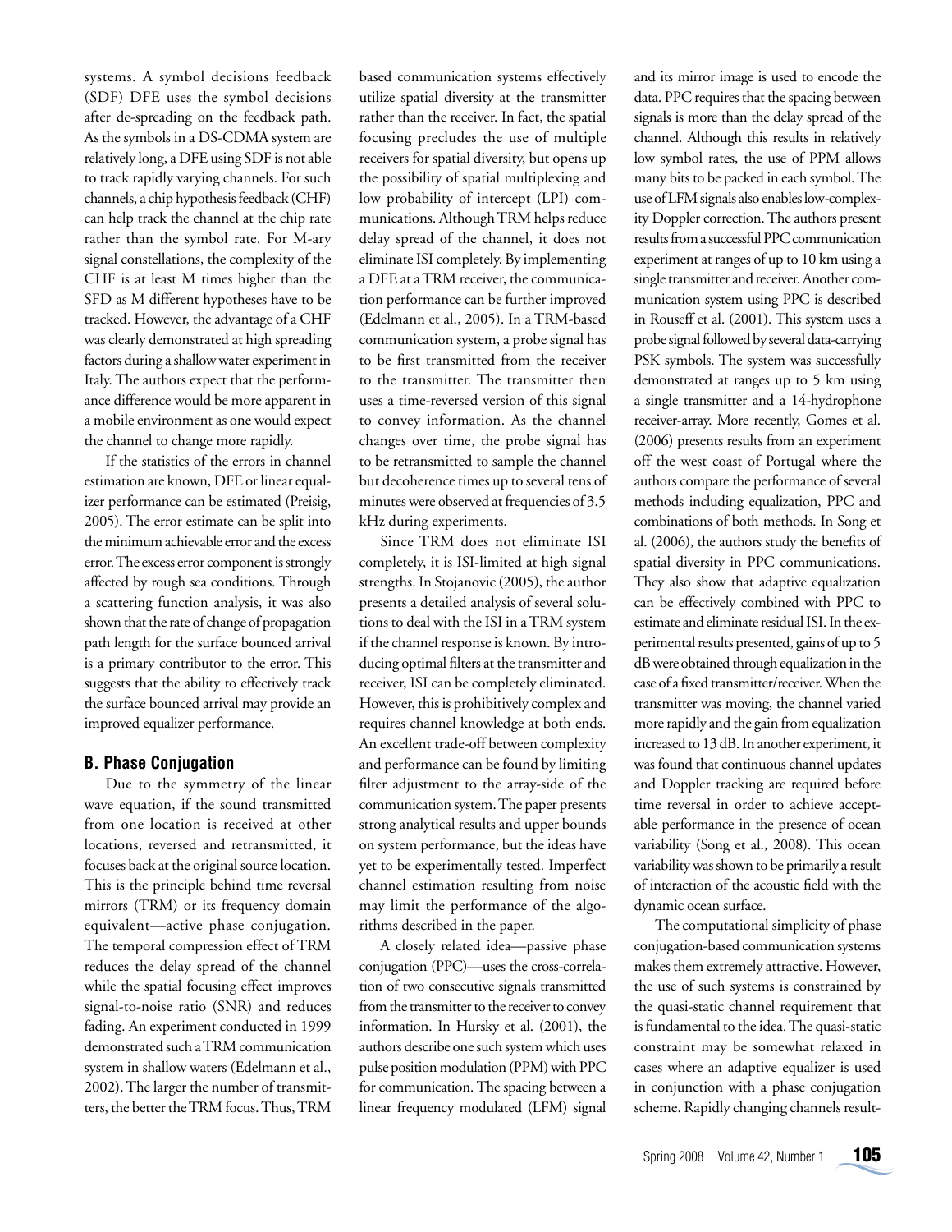systems. A symbol decisions feedback (SDF) DFE uses the symbol decisions after de-spreading on the feedback path. As the symbols in a DS-CDMA system are relatively long, a DFE using SDF is not able to track rapidly varying channels. For such channels, a chip hypothesis feedback (CHF) can help track the channel at the chip rate rather than the symbol rate. For M-ary signal constellations, the complexity of the CHF is at least M times higher than the SFD as M different hypotheses have to be tracked. However, the advantage of a CHF was clearly demonstrated at high spreading factors during a shallow water experiment in Italy. The authors expect that the performance difference would be more apparent in a mobile environment as one would expect the channel to change more rapidly.

If the statistics of the errors in channel estimation are known, DFE or linear equalizer performance can be estimated (Preisig, 2005). The error estimate can be split into the minimum achievable error and the excess error. The excess error component is strongly affected by rough sea conditions. Through a scattering function analysis, it was also shown that the rate of change of propagation path length for the surface bounced arrival is a primary contributor to the error. This suggests that the ability to effectively track the surface bounced arrival may provide an improved equalizer performance.

### B. Phase Conjugation

Due to the symmetry of the linear wave equation, if the sound transmitted from one location is received at other locations, reversed and retransmitted, it focuses back at the original source location. This is the principle behind time reversal mirrors (TRM) or its frequency domain equivalent—active phase conjugation. The temporal compression effect of TRM reduces the delay spread of the channel while the spatial focusing effect improves signal-to-noise ratio (SNR) and reduces fading. An experiment conducted in 1999 demonstrated such a TRM communication system in shallow waters (Edelmann et al., 2002). The larger the number of transmitters, the better the TRM focus. Thus, TRM based communication systems effectively utilize spatial diversity at the transmitter rather than the receiver. In fact, the spatial focusing precludes the use of multiple receivers for spatial diversity, but opens up the possibility of spatial multiplexing and low probability of intercept (LPI) communications. Although TRM helps reduce delay spread of the channel, it does not eliminate ISI completely. By implementing a DFE at a TRM receiver, the communication performance can be further improved (Edelmann et al., 2005). In a TRM-based communication system, a probe signal has to be first transmitted from the receiver to the transmitter. The transmitter then uses a time-reversed version of this signal to convey information. As the channel changes over time, the probe signal has to be retransmitted to sample the channel but decoherence times up to several tens of minutes were observed at frequencies of 3.5 kHz during experiments.

Since TRM does not eliminate ISI completely, it is ISI-limited at high signal strengths. In Stojanovic (2005), the author presents a detailed analysis of several solutions to deal with the ISI in a TRM system if the channel response is known. By introducing optimal filters at the transmitter and receiver, ISI can be completely eliminated. However, this is prohibitively complex and requires channel knowledge at both ends. An excellent trade-off between complexity and performance can be found by limiting filter adjustment to the array-side of the communication system. The paper presents strong analytical results and upper bounds on system performance, but the ideas have yet to be experimentally tested. Imperfect channel estimation resulting from noise may limit the performance of the algorithms described in the paper.

A closely related idea—passive phase conjugation (PPC)—uses the cross-correlation of two consecutive signals transmitted from the transmitter to the receiver to convey information. In Hursky et al. (2001), the authors describe one such system which uses pulse position modulation (PPM) with PPC for communication. The spacing between a linear frequency modulated (LFM) signal and its mirror image is used to encode the data. PPC requires that the spacing between signals is more than the delay spread of the channel. Although this results in relatively low symbol rates, the use of PPM allows many bits to be packed in each symbol. The use of LFM signals also enables low-complexity Doppler correction. The authors present results from a successful PPC communication experiment at ranges of up to 10 km using a single transmitter and receiver. Another communication system using PPC is described in Rouseff et al. (2001). This system uses a probe signal followed by several data-carrying PSK symbols. The system was successfully demonstrated at ranges up to 5 km using a single transmitter and a 14-hydrophone receiver-array. More recently, Gomes et al. (2006) presents results from an experiment off the west coast of Portugal where the authors compare the performance of several methods including equalization, PPC and combinations of both methods. In Song et al. (2006), the authors study the benefits of spatial diversity in PPC communications. They also show that adaptive equalization can be effectively combined with PPC to estimate and eliminate residual ISI. In the experimental results presented, gains of up to 5 dB were obtained through equalization in the case of a fixed transmitter/receiver. When the transmitter was moving, the channel varied more rapidly and the gain from equalization increased to 13 dB. In another experiment, it was found that continuous channel updates and Doppler tracking are required before time reversal in order to achieve acceptable performance in the presence of ocean variability (Song et al., 2008). This ocean variability was shown to be primarily a result of interaction of the acoustic field with the dynamic ocean surface.

The computational simplicity of phase conjugation-based communication systems makes them extremely attractive. However, the use of such systems is constrained by the quasi-static channel requirement that is fundamental to the idea. The quasi-static constraint may be somewhat relaxed in cases where an adaptive equalizer is used in conjunction with a phase conjugation scheme. Rapidly changing channels result-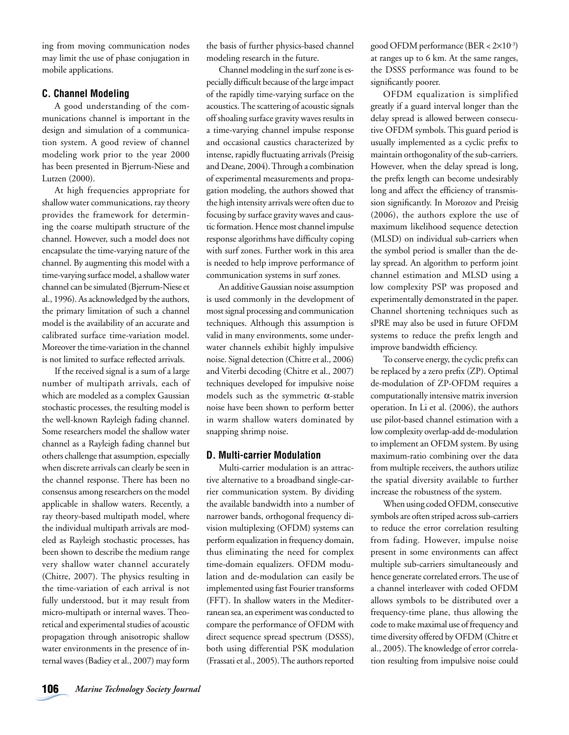ing from moving communication nodes may limit the use of phase conjugation in mobile applications.

### C. Channel Modeling

A good understanding of the communications channel is important in the design and simulation of a communication system. A good review of channel modeling work prior to the year 2000 has been presented in Bjerrum-Niese and Lutzen (2000).

At high frequencies appropriate for shallow water communications, ray theory provides the framework for determining the coarse multipath structure of the channel. However, such a model does not encapsulate the time-varying nature of the channel. By augmenting this model with a time-varying surface model, a shallow water channel can be simulated (Bjerrum-Niese et al., 1996). As acknowledged by the authors, the primary limitation of such a channel model is the availability of an accurate and calibrated surface time-variation model. Moreover the time-variation in the channel is not limited to surface reflected arrivals.

If the received signal is a sum of a large number of multipath arrivals, each of which are modeled as a complex Gaussian stochastic processes, the resulting model is the well-known Rayleigh fading channel. Some researchers model the shallow water channel as a Rayleigh fading channel but others challenge that assumption, especially when discrete arrivals can clearly be seen in the channel response. There has been no consensus among researchers on the model applicable in shallow waters. Recently, a ray theory-based multipath model, where the individual multipath arrivals are modeled as Rayleigh stochastic processes, has been shown to describe the medium range very shallow water channel accurately (Chitre, 2007). The physics resulting in the time-variation of each arrival is not fully understood, but it may result from micro-multipath or internal waves. Theoretical and experimental studies of acoustic propagation through anisotropic shallow water environments in the presence of internal waves (Badiey et al., 2007) may form the basis of further physics-based channel modeling research in the future.

Channel modeling in the surf zone is especially difficult because of the large impact of the rapidly time-varying surface on the acoustics. The scattering of acoustic signals off shoaling surface gravity waves results in a time-varying channel impulse response and occasional caustics characterized by intense, rapidly fluctuating arrivals (Preisig and Deane, 2004). Through a combination of experimental measurements and propagation modeling, the authors showed that the high intensity arrivals were often due to focusing by surface gravity waves and caustic formation. Hence most channel impulse response algorithms have difficulty coping with surf zones. Further work in this area is needed to help improve performance of communication systems in surf zones.

An additive Gaussian noise assumption is used commonly in the development of most signal processing and communication techniques. Although this assumption is valid in many environments, some underwater channels exhibit highly impulsive noise. Signal detection (Chitre et al., 2006) and Viterbi decoding (Chitre et al., 2007) techniques developed for impulsive noise models such as the symmetric $\alpha$-stable noise have been shown to perform better in warm shallow waters dominated by snapping shrimp noise.

### D. Multi-carrier Modulation

Multi-carrier modulation is an attractive alternative to a broadband single-carrier communication system. By dividing the available bandwidth into a number of narrower bands, orthogonal frequency division multiplexing (OFDM) systems can perform equalization in frequency domain, thus eliminating the need for complex time-domain equalizers. OFDM modulation and de-modulation can easily be implemented using fast Fourier transforms (FFT). In shallow waters in the Mediterranean sea, an experiment was conducted to compare the performance of OFDM with direct sequence spread spectrum (DSSS), both using differential PSK modulation (Frassati et al., 2005). The authors reported good OFDM performance (BER < $2\times10^{-3}$) at ranges up to 6 km. At the same ranges, the DSSS performance was found to be significantly poorer.

OFDM equalization is simplified greatly if a guard interval longer than the delay spread is allowed between consecutive OFDM symbols. This guard period is usually implemented as a cyclic prefix to maintain orthogonality of the sub-carriers. However, when the delay spread is long, the prefix length can become undesirably long and affect the efficiency of transmission significantly. In Morozov and Preisig (2006), the authors explore the use of maximum likelihood sequence detection (MLSD) on individual sub-carriers when the symbol period is smaller than the delay spread. An algorithm to perform joint channel estimation and MLSD using a low complexity PSP was proposed and experimentally demonstrated in the paper. Channel shortening techniques such as sPRE may also be used in future OFDM systems to reduce the prefix length and improve bandwidth efficiency.

To conserve energy, the cyclic prefix can be replaced by a zero prefix (ZP). Optimal de-modulation of ZP-OFDM requires a computationally intensive matrix inversion operation. In Li et al. (2006), the authors use pilot-based channel estimation with a low complexity overlap-add de-modulation to implement an OFDM system. By using maximum-ratio combining over the data from multiple receivers, the authors utilize the spatial diversity available to further increase the robustness of the system.

When using coded OFDM, consecutive symbols are often striped across sub-carriers to reduce the error correlation resulting from fading. However, impulse noise present in some environments can affect multiple sub-carriers simultaneously and hence generate correlated errors. The use of a channel interleaver with coded OFDM allows symbols to be distributed over a frequency-time plane, thus allowing the code to make maximal use of frequency and time diversity offered by OFDM (Chitre et al., 2005). The knowledge of error correlation resulting from impulsive noise could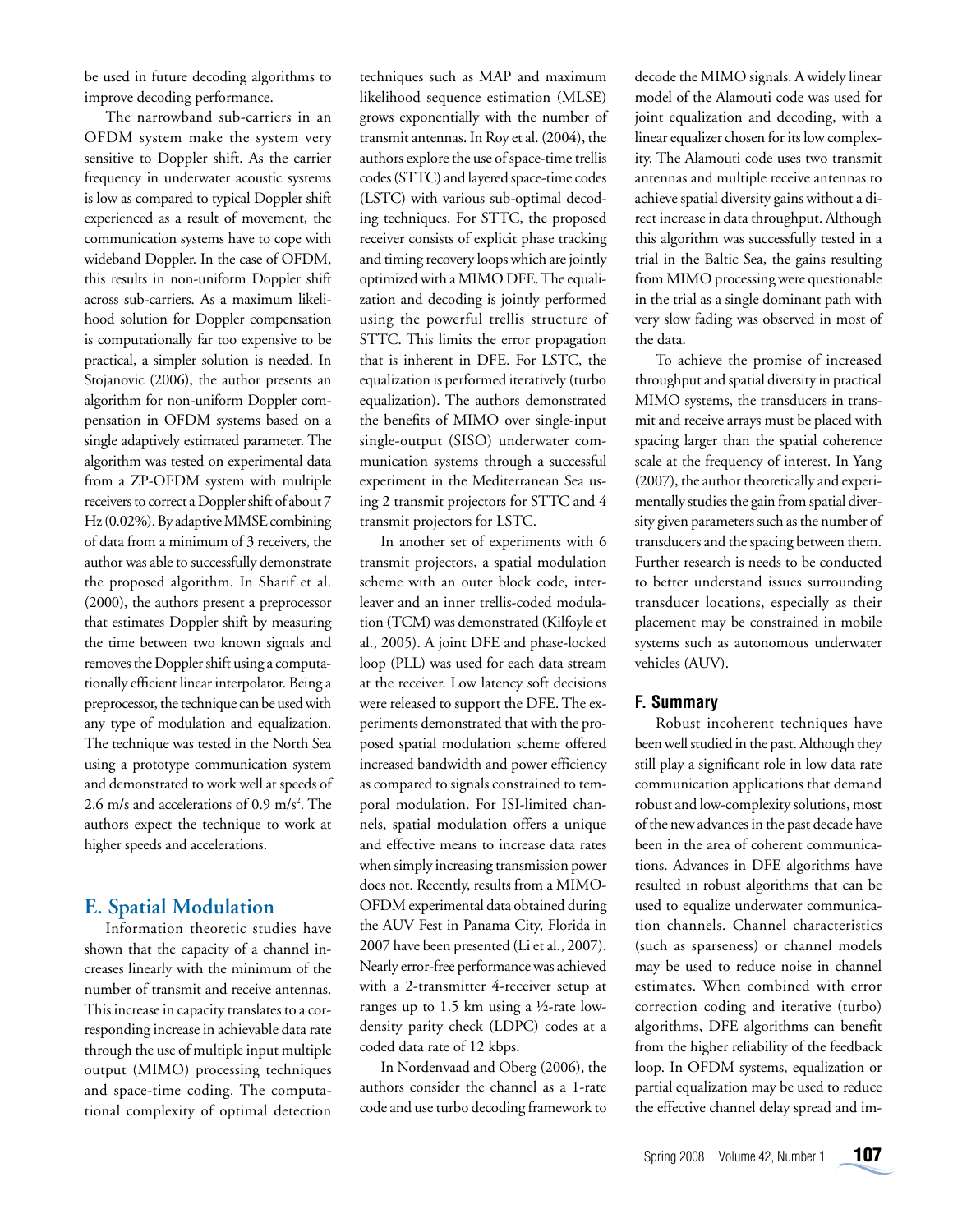be used in future decoding algorithms to improve decoding performance.

The narrowband sub-carriers in an OFDM system make the system very sensitive to Doppler shift. As the carrier frequency in underwater acoustic systems is low as compared to typical Doppler shift experienced as a result of movement, the communication systems have to cope with wideband Doppler. In the case of OFDM, this results in non-uniform Doppler shift across sub-carriers. As a maximum likelihood solution for Doppler compensation is computationally far too expensive to be practical, a simpler solution is needed. In Stojanovic (2006), the author presents an algorithm for non-uniform Doppler compensation in OFDM systems based on a single adaptively estimated parameter. The algorithm was tested on experimental data from a ZP-OFDM system with multiple receivers to correct a Doppler shift of about 7 Hz (0.02%). By adaptive MMSE combining of data from a minimum of 3 receivers, the author was able to successfully demonstrate the proposed algorithm. In Sharif et al. (2000), the authors present a preprocessor that estimates Doppler shift by measuring the time between two known signals and removes the Doppler shift using a computationally efficient linear interpolator. Being a preprocessor, the technique can be used with any type of modulation and equalization. The technique was tested in the North Sea using a prototype communication system and demonstrated to work well at speeds of 2.6 m/s and accelerations of 0.9 m/s$^2$. The authors expect the technique to work at higher speeds and accelerations.

## E. Spatial Modulation

Information theoretic studies have shown that the capacity of a channel increases linearly with the minimum of the number of transmit and receive antennas. This increase in capacity translates to a corresponding increase in achievable data rate through the use of multiple input multiple output (MIMO) processing techniques and space-time coding. The computational complexity of optimal detection techniques such as MAP and maximum likelihood sequence estimation (MLSE) grows exponentially with the number of transmit antennas. In Roy et al. (2004), the authors explore the use of space-time trellis codes (STTC) and layered space-time codes (LSTC) with various sub-optimal decoding techniques. For STTC, the proposed receiver consists of explicit phase tracking and timing recovery loops which are jointly optimized with a MIMO DFE. The equalization and decoding is jointly performed using the powerful trellis structure of STTC. This limits the error propagation that is inherent in DFE. For LSTC, the equalization is performed iteratively (turbo equalization). The authors demonstrated the benefits of MIMO over single-input single-output (SISO) underwater communication systems through a successful experiment in the Mediterranean Sea using 2 transmit projectors for STTC and 4 transmit projectors for LSTC.

In another set of experiments with 6 transmit projectors, a spatial modulation scheme with an outer block code, interleaver and an inner trellis-coded modulation (TCM) was demonstrated (Kilfoyle et al., 2005). A joint DFE and phase-locked loop (PLL) was used for each data stream at the receiver. Low latency soft decisions were released to support the DFE. The experiments demonstrated that with the proposed spatial modulation scheme offered increased bandwidth and power efficiency as compared to signals constrained to temporal modulation. For ISI-limited channels, spatial modulation offers a unique and effective means to increase data rates when simply increasing transmission power does not. Recently, results from a MIMO-OFDM experimental data obtained during the AUV Fest in Panama City, Florida in 2007 have been presented (Li et al., 2007). Nearly error-free performance was achieved with a 2-transmitter 4-receiver setup at ranges up to 1.5 km using a ½-rate low-density parity check (LDPC) codes at a coded data rate of 12 kbps.

In Nordenvaad and Oberg (2006), the authors consider the channel as a 1-rate code and use turbo decoding framework to decode the MIMO signals. A widely linear model of the Alamouti code was used for joint equalization and decoding, with a linear equalizer chosen for its low complexity. The Alamouti code uses two transmit antennas and multiple receive antennas to achieve spatial diversity gains without a direct increase in data throughput. Although this algorithm was successfully tested in a trial in the Baltic Sea, the gains resulting from MIMO processing were questionable in the trial as a single dominant path with very slow fading was observed in most of the data.

To achieve the promise of increased throughput and spatial diversity in practical MIMO systems, the transducers in transmit and receive arrays must be placed with spacing larger than the spatial coherence scale at the frequency of interest. In Yang (2007), the author theoretically and experimentally studies the gain from spatial diversity given parameters such as the number of transducers and the spacing between them. Further research is needs to be conducted to better understand issues surrounding transducer locations, especially as their placement may be constrained in mobile systems such as autonomous underwater vehicles (AUV).

### F. Summary

Robust incoherent techniques have been well studied in the past. Although they still play a significant role in low data rate communication applications that demand robust and low-complexity solutions, most of the new advances in the past decade have been in the area of coherent communications. Advances in DFE algorithms have resulted in robust algorithms that can be used to equalize underwater communication channels. Channel characteristics (such as sparseness) or channel models may be used to reduce noise in channel estimates. When combined with error correction coding and iterative (turbo) algorithms, DFE algorithms can benefit from the higher reliability of the feedback loop. In OFDM systems, equalization or partial equalization may be used to reduce the effective channel delay spread and im-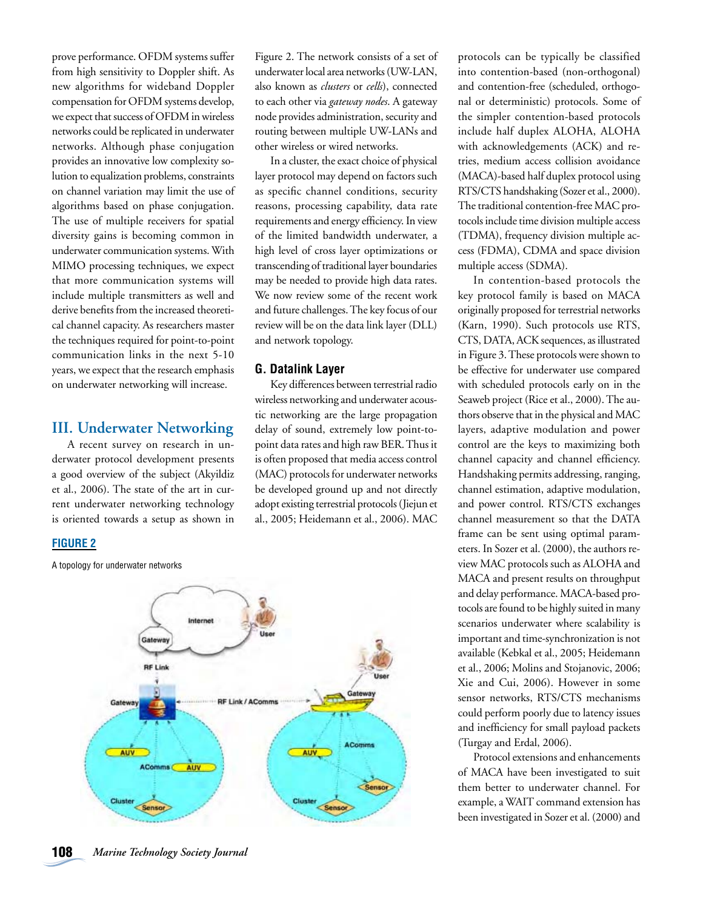prove performance. OFDM systems suffer from high sensitivity to Doppler shift. As new algorithms for wideband Doppler compensation for OFDM systems develop, we expect that success of OFDM in wireless networks could be replicated in underwater networks. Although phase conjugation provides an innovative low complexity solution to equalization problems, constraints on channel variation may limit the use of algorithms based on phase conjugation. The use of multiple receivers for spatial diversity gains is becoming common in underwater communication systems. With MIMO processing techniques, we expect that more communication systems will include multiple transmitters as well and derive benefits from the increased theoretical channel capacity. As researchers master the techniques required for point-to-point communication links in the next 5-10 years, we expect that the research emphasis on underwater networking will increase.

## III. Underwater Networking

A recent survey on research in underwater protocol development presents a good overview of the subject (Akyildiz et al., 2006). The state of the art in current underwater networking technology is oriented towards a setup as shown in Figure 2. The network consists of a set of underwater local area networks (UW-LAN, also known as *clusters* or *cells*), connected to each other via *gateway nodes*. A gateway node provides administration, security and routing between multiple UW-LANs and other wireless or wired networks.

**FIGURE 2**

A topology for underwater networks

Internet
User
Gateway
RF Link
Gateway
RF Link / AComms
Gateway
User
AUV
AComms
AUV
Cluster
Sensor
AUV
AComms
Sensor
Cluster
Sensor

In a cluster, the exact choice of physical layer protocol may depend on factors such as specific channel conditions, security reasons, processing capability, data rate requirements and energy efficiency. In view of the limited bandwidth underwater, a high level of cross layer optimizations or transcending of traditional layer boundaries may be needed to provide high data rates. We now review some of the recent work and future challenges. The key focus of our review will be on the data link layer (DLL) and network topology.

### G. Datalink Layer

Key differences between terrestrial radio wireless networking and underwater acoustic networking are the large propagation delay of sound, extremely low point-to-point data rates and high raw BER. Thus it is often proposed that media access control (MAC) protocols for underwater networks be developed ground up and not directly adopt existing terrestrial protocols (Jiejun et al., 2005; Heidemann et al., 2006). MAC protocols can be typically be classified into contention-based (non-orthogonal) and contention-free (scheduled, orthogonal or deterministic) protocols. Some of the simpler contention-based protocols include half duplex ALOHA, ALOHA with acknowledgements (ACK) and retries, medium access collision avoidance (MACA)-based half duplex protocol using RTS/CTS handshaking (Sozer et al., 2000). The traditional contention-free MAC protocols include time division multiple access (TDMA), frequency division multiple access (FDMA), CDMA and space division multiple access (SDMA).

In contention-based protocols the key protocol family is based on MACA originally proposed for terrestrial networks (Karn, 1990). Such protocols use RTS, CTS, DATA, ACK sequences, as illustrated in Figure 3. These protocols were shown to be effective for underwater use compared with scheduled protocols early on in the Seaweb project (Rice et al., 2000). The authors observe that in the physical and MAC layers, adaptive modulation and power control are the keys to maximizing both channel capacity and channel efficiency. Handshaking permits addressing, ranging, channel estimation, adaptive modulation, and power control. RTS/CTS exchanges channel measurement so that the DATA frame can be sent using optimal parameters. In Sozer et al. (2000), the authors review MAC protocols such as ALOHA and MACA and present results on throughput and delay performance. MACA-based protocols are found to be highly suited in many scenarios underwater where scalability is important and time-synchronization is not available (Kebkal et al., 2005; Heidemann et al., 2006; Molins and Stojanovic, 2006; Xie and Cui, 2006). However in some sensor networks, RTS/CTS mechanisms could perform poorly due to latency issues and inefficiency for small payload packets (Turgay and Erdal, 2006).

Protocol extensions and enhancements of MACA have been investigated to suit them better to underwater channel. For example, a WAIT command extension has been investigated in Sozer et al. (2000) and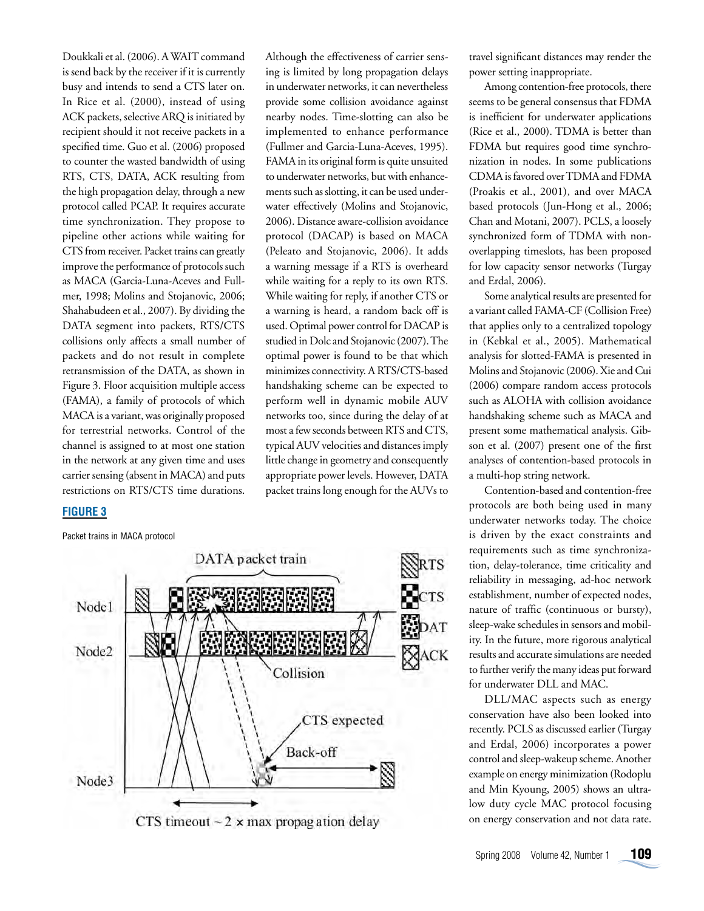Doukkali et al. (2006). A WAIT command is send back by the receiver if it is currently busy and intends to send a CTS later on. In Rice et al. (2000), instead of using ACK packets, selective ARQ is initiated by recipient should it not receive packets in a specified time. Guo et al. (2006) proposed to counter the wasted bandwidth of using RTS, CTS, DATA, ACK resulting from the high propagation delay, through a new protocol called PCAP. It requires accurate time synchronization. They propose to pipeline other actions while waiting for CTS from receiver. Packet trains can greatly improve the performance of protocols such as MACA (Garcia-Luna-Aceves and Fullmer, 1998; Molins and Stojanovic, 2006; Shahabudeen et al., 2007). By dividing the DATA segment into packets, RTS/CTS collisions only affects a small number of packets and do not result in complete retransmission of the DATA, as shown in Figure 3. Floor acquisition multiple access (FAMA), a family of protocols of which MACA is a variant, was originally proposed for terrestrial networks. Control of the channel is assigned to at most one station in the network at any given time and uses carrier sensing (absent in MACA) and puts restrictions on RTS/CTS time durations. Although the effectiveness of carrier sensing is limited by long propagation delays in underwater networks, it can nevertheless provide some collision avoidance against nearby nodes. Time-slotting can also be implemented to enhance performance (Fullmer and Garcia-Luna-Aceves, 1995). FAMA in its original form is quite unsuited to underwater networks, but with enhancements such as slotting, it can be used underwater effectively (Molins and Stojanovic, 2006). Distance aware-collision avoidance protocol (DACAP) is based on MACA (Peleato and Stojanovic, 2006). It adds a warning message if a RTS is overheard while waiting for a reply to its own RTS. While waiting for reply, if another CTS or a warning is heard, a random back off is used. Optimal power control for DACAP is studied in Dolc and Stojanovic (2007). The optimal power is found to be that which minimizes connectivity. A RTS/CTS-based handshaking scheme can be expected to perform well in dynamic mobile AUV networks too, since during the delay of at most a few seconds between RTS and CTS, typical AUV velocities and distances imply little change in geometry and consequently appropriate power levels. However, DATA packet trains long enough for the AUVs to travel significant distances may render the power setting inappropriate.

**FIGURE 3**

Packet trains in MACA protocol

Among contention-free protocols, there seems to be general consensus that FDMA is inefficient for underwater applications (Rice et al., 2000). TDMA is better than FDMA but requires good time synchronization in nodes. In some publications CDMA is favored over TDMA and FDMA (Proakis et al., 2001), and over MACA based protocols (Jun-Hong et al., 2006; Chan and Motani, 2007). PCLS, a loosely synchronized form of TDMA with non-overlapping timeslots, has been proposed for low capacity sensor networks (Turgay and Erdal, 2006).

Some analytical results are presented for a variant called FAMA-CF (Collision Free) that applies only to a centralized topology in (Kebkal et al., 2005). Mathematical analysis for slotted-FAMA is presented in Molins and Stojanovic (2006). Xie and Cui (2006) compare random access protocols such as ALOHA with collision avoidance handshaking scheme such as MACA and present some mathematical analysis. Gibson et al. (2007) present one of the first analyses of contention-based protocols in a multi-hop string network.

Contention-based and contention-free protocols are both being used in many underwater networks today. The choice is driven by the exact constraints and requirements such as time synchronization, delay-tolerance, time criticality and reliability in messaging, ad-hoc network establishment, number of expected nodes, nature of traffic (continuous or bursty), sleep-wake schedules in sensors and mobility. In the future, more rigorous analytical results and accurate simulations are needed to further verify the many ideas put forward for underwater DLL and MAC.

DLL/MAC aspects such as energy conservation have also been looked into recently. PCLS as discussed earlier (Turgay and Erdal, 2006) incorporates a power control and sleep-wakeup scheme. Another example on energy minimization (Rodoplu and Min Kyoung, 2005) shows an ultra-low duty cycle MAC protocol focusing on energy conservation and not data rate.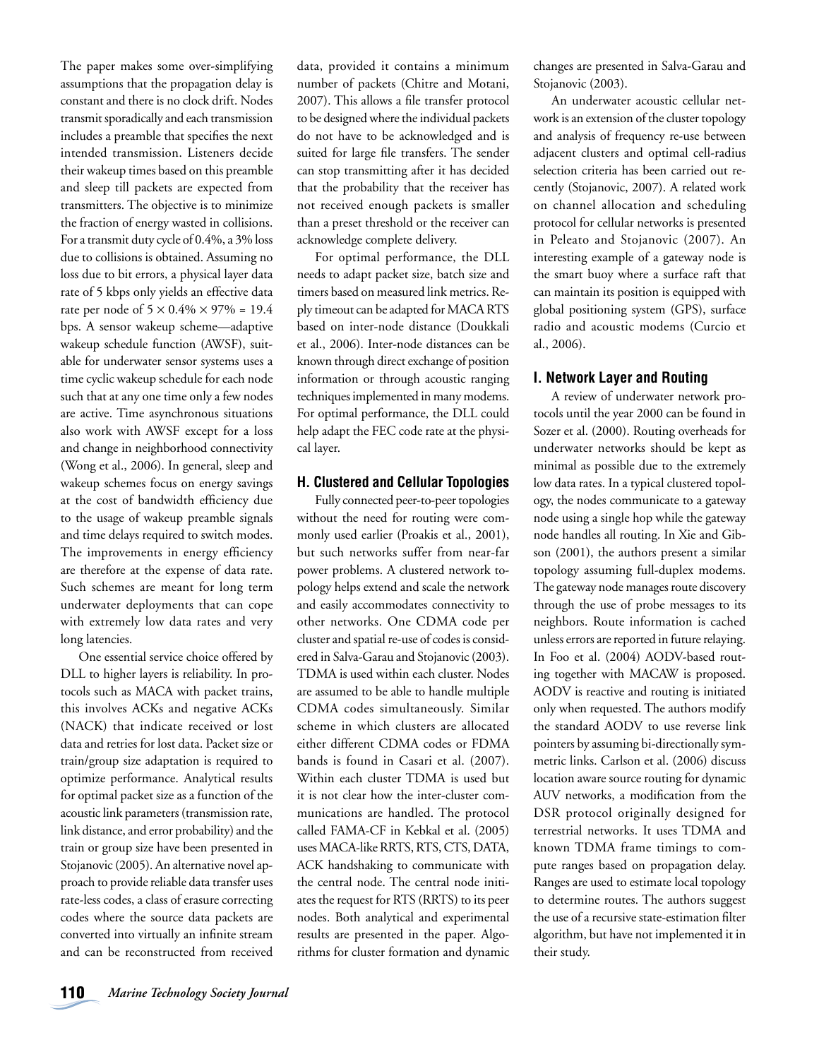The paper makes some over-simplifying assumptions that the propagation delay is constant and there is no clock drift. Nodes transmit sporadically and each transmission includes a preamble that specifies the next intended transmission. Listeners decide their wakeup times based on this preamble and sleep till packets are expected from transmitters. The objective is to minimize the fraction of energy wasted in collisions. For a transmit duty cycle of 0.4%, a 3% loss due to collisions is obtained. Assuming no loss due to bit errors, a physical layer data rate of 5 kbps only yields an effective data rate per node of $5 \times 0.4\% \times 97\% = 19.4$ bps. A sensor wakeup scheme—adaptive wakeup schedule function (AWSF), suitable for underwater sensor systems uses a time cyclic wakeup schedule for each node such that at any one time only a few nodes are active. Time asynchronous situations also work with AWSF except for a loss and change in neighborhood connectivity (Wong et al., 2006). In general, sleep and wakeup schemes focus on energy savings at the cost of bandwidth efficiency due to the usage of wakeup preamble signals and time delays required to switch modes. The improvements in energy efficiency are therefore at the expense of data rate. Such schemes are meant for long term underwater deployments that can cope with extremely low data rates and very long latencies.

One essential service choice offered by DLL to higher layers is reliability. In protocols such as MACA with packet trains, this involves ACKs and negative ACKs (NACK) that indicate received or lost data and retries for lost data. Packet size or train/group size adaptation is required to optimize performance. Analytical results for optimal packet size as a function of the acoustic link parameters (transmission rate, link distance, and error probability) and the train or group size have been presented in Stojanovic (2005). An alternative novel approach to provide reliable data transfer uses rate-less codes, a class of erasure correcting codes where the source data packets are converted into virtually an infinite stream and can be reconstructed from received data, provided it contains a minimum number of packets (Chitre and Motani, 2007). This allows a file transfer protocol to be designed where the individual packets do not have to be acknowledged and is suited for large file transfers. The sender can stop transmitting after it has decided that the probability that the receiver has not received enough packets is smaller than a preset threshold or the receiver can acknowledge complete delivery.

For optimal performance, the DLL needs to adapt packet size, batch size and timers based on measured link metrics. Reply timeout can be adapted for MACA RTS based on inter-node distance (Doukkali et al., 2006). Inter-node distances can be known through direct exchange of position information or through acoustic ranging techniques implemented in many modems. For optimal performance, the DLL could help adapt the FEC code rate at the physical layer.

## H. Clustered and Cellular Topologies

Fully connected peer-to-peer topologies without the need for routing were commonly used earlier (Proakis et al., 2001), but such networks suffer from near-far power problems. A clustered network topology helps extend and scale the network and easily accommodates connectivity to other networks. One CDMA code per cluster and spatial re-use of codes is considered in Salva-Garau and Stojanovic (2003). TDMA is used within each cluster. Nodes are assumed to be able to handle multiple CDMA codes simultaneously. Similar scheme in which clusters are allocated either different CDMA codes or FDMA bands is found in Casari et al. (2007). Within each cluster TDMA is used but it is not clear how the inter-cluster communications are handled. The protocol called FAMA-CF in Kebkal et al. (2005) uses MACA-like RRTS, RTS, CTS, DATA, ACK handshaking to communicate with the central node. The central node initiates the request for RTS (RRTS) to its peer nodes. Both analytical and experimental results are presented in the paper. Algorithms for cluster formation and dynamic changes are presented in Salva-Garau and Stojanovic (2003).

An underwater acoustic cellular network is an extension of the cluster topology and analysis of frequency re-use between adjacent clusters and optimal cell-radius selection criteria has been carried out recently (Stojanovic, 2007). A related work on channel allocation and scheduling protocol for cellular networks is presented in Peleato and Stojanovic (2007). An interesting example of a gateway node is the smart buoy where a surface raft that can maintain its position is equipped with global positioning system (GPS), surface radio and acoustic modems (Curcio et al., 2006).

## I. Network Layer and Routing

A review of underwater network protocols until the year 2000 can be found in Sozer et al. (2000). Routing overheads for underwater networks should be kept as minimal as possible due to the extremely low data rates. In a typical clustered topology, the nodes communicate to a gateway node using a single hop while the gateway node handles all routing. In Xie and Gibson (2001), the authors present a similar topology assuming full-duplex modems. The gateway node manages route discovery through the use of probe messages to its neighbors. Route information is cached unless errors are reported in future relaying. In Foo et al. (2004) AODV-based routing together with MACAW is proposed. AODV is reactive and routing is initiated only when requested. The authors modify the standard AODV to use reverse link pointers by assuming bi-directionally symmetric links. Carlson et al. (2006) discuss location aware source routing for dynamic AUV networks, a modification from the DSR protocol originally designed for terrestrial networks. It uses TDMA and known TDMA frame timings to compute ranges based on propagation delay. Ranges are used to estimate local topology to determine routes. The authors suggest the use of a recursive state-estimation filter algorithm, but have not implemented it in their study.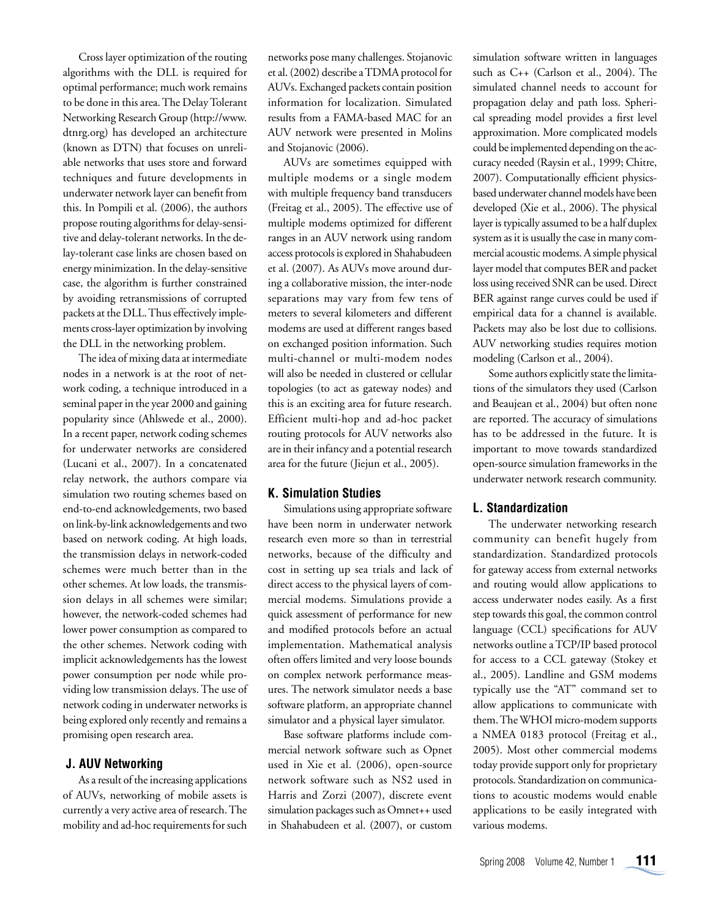Cross layer optimization of the routing algorithms with the DLL is required for optimal performance; much work remains to be done in this area. The Delay Tolerant Networking Research Group (http://www.dtnrg.org) has developed an architecture (known as DTN) that focuses on unreliable networks that uses store and forward techniques and future developments in underwater network layer can benefit from this. In Pompili et al. (2006), the authors propose routing algorithms for delay-sensitive and delay-tolerant networks. In the delay-tolerant case links are chosen based on energy minimization. In the delay-sensitive case, the algorithm is further constrained by avoiding retransmissions of corrupted packets at the DLL. Thus effectively implements cross-layer optimization by involving the DLL in the networking problem.

The idea of mixing data at intermediate nodes in a network is at the root of network coding, a technique introduced in a seminal paper in the year 2000 and gaining popularity since (Ahlswede et al., 2000). In a recent paper, network coding schemes for underwater networks are considered (Lucani et al., 2007). In a concatenated relay network, the authors compare via simulation two routing schemes based on end-to-end acknowledgements, two based on link-by-link acknowledgements and two based on network coding. At high loads, the transmission delays in network-coded schemes were much better than in the other schemes. At low loads, the transmission delays in all schemes were similar; however, the network-coded schemes had lower power consumption as compared to the other schemes. Network coding with implicit acknowledgements has the lowest power consumption per node while providing low transmission delays. The use of network coding in underwater networks is being explored only recently and remains a promising open research area.

## J. AUV Networking

As a result of the increasing applications of AUVs, networking of mobile assets is currently a very active area of research. The mobility and ad-hoc requirements for such networks pose many challenges. Stojanovic et al. (2002) describe a TDMA protocol for AUVs. Exchanged packets contain position information for localization. Simulated results from a FAMA-based MAC for an AUV network were presented in Molins and Stojanovic (2006).

AUVs are sometimes equipped with multiple modems or a single modem with multiple frequency band transducers (Freitag et al., 2005). The effective use of multiple modems optimized for different ranges in an AUV network using random access protocols is explored in Shahabudeen et al. (2007). As AUVs move around during a collaborative mission, the inter-node separations may vary from few tens of meters to several kilometers and different modems are used at different ranges based on exchanged position information. Such multi-channel or multi-modem nodes will also be needed in clustered or cellular topologies (to act as gateway nodes) and this is an exciting area for future research. Efficient multi-hop and ad-hoc packet routing protocols for AUV networks also are in their infancy and a potential research area for the future (Jiejun et al., 2005).

## K. Simulation Studies

Simulations using appropriate software have been norm in underwater network research even more so than in terrestrial networks, because of the difficulty and cost in setting up sea trials and lack of direct access to the physical layers of commercial modems. Simulations provide a quick assessment of performance for new and modified protocols before an actual implementation. Mathematical analysis often offers limited and very loose bounds on complex network performance measures. The network simulator needs a base software platform, an appropriate channel simulator and a physical layer simulator.

Base software platforms include commercial network software such as Opnet used in Xie et al. (2006), open-source network software such as NS2 used in Harris and Zorzi (2007), discrete event simulation packages such as Omnet++ used in Shahabudeen et al. (2007), or custom simulation software written in languages such as C++ (Carlson et al., 2004). The simulated channel needs to account for propagation delay and path loss. Spherical spreading model provides a first level approximation. More complicated models could be implemented depending on the accuracy needed (Raysin et al., 1999; Chitre, 2007). Computationally efficient physics-based underwater channel models have been developed (Xie et al., 2006). The physical layer is typically assumed to be a half duplex system as it is usually the case in many commercial acoustic modems. A simple physical layer model that computes BER and packet loss using received SNR can be used. Direct BER against range curves could be used if empirical data for a channel is available. Packets may also be lost due to collisions. AUV networking studies requires motion modeling (Carlson et al., 2004).

Some authors explicitly state the limitations of the simulators they used (Carlson and Beaujean et al., 2004) but often none are reported. The accuracy of simulations has to be addressed in the future. It is important to move towards standardized open-source simulation frameworks in the underwater network research community.

## L. Standardization

The underwater networking research community can benefit hugely from standardization. Standardized protocols for gateway access from external networks and routing would allow applications to access underwater nodes easily. As a first step towards this goal, the common control language (CCL) specifications for AUV networks outline a TCP/IP based protocol for access to a CCL gateway (Stokey et al., 2005). Landline and GSM modems typically use the "AT" command set to allow applications to communicate with them. The WHOI micro-modem supports a NMEA 0183 protocol (Freitag et al., 2005). Most other commercial modems today provide support only for proprietary protocols. Standardization on communications to acoustic modems would enable applications to be easily integrated with various modems.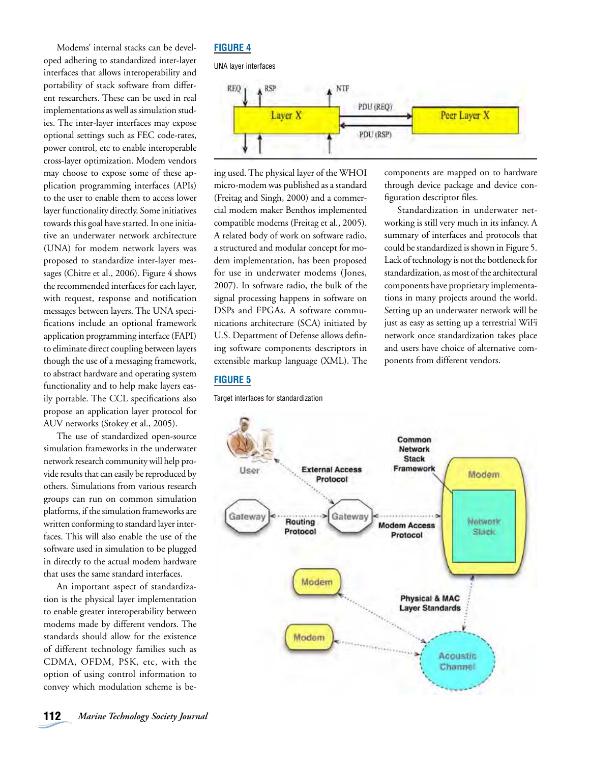Modems' internal stacks can be developed adhering to standardized inter-layer interfaces that allows interoperability and portability of stack software from different researchers. These can be used in real implementations as well as simulation studies. The inter-layer interfaces may expose optional settings such as FEC code-rates, power control, etc to enable interoperable cross-layer optimization. Modem vendors may choose to expose some of these application programming interfaces (APIs) to the user to enable them to access lower layer functionality directly. Some initiatives towards this goal have started. In one initiative an underwater network architecture (UNA) for modem network layers was proposed to standardize inter-layer messages (Chitre et al., 2006). Figure 4 shows the recommended interfaces for each layer, with request, response and notification messages between layers. The UNA specifications include an optional framework application programming interface (FAPI) to eliminate direct coupling between layers though the use of a messaging framework, to abstract hardware and operating system functionality and to help make layers easily portable. The CCL specifications also propose an application layer protocol for AUV networks (Stokey et al., 2005).

The use of standardized open-source simulation frameworks in the underwater network research community will help provide results that can easily be reproduced by others. Simulations from various research groups can run on common simulation platforms, if the simulation frameworks are written conforming to standard layer interfaces. This will also enable the use of the software used in simulation to be plugged in directly to the actual modem hardware that uses the same standard interfaces.

An important aspect of standardization is the physical layer implementation to enable greater interoperability between modems made by different vendors. The standards should allow for the existence of different technology families such as CDMA, OFDM, PSK, etc, with the option of using control information to convey which modulation scheme is being used. The physical layer of the WHOI micro-modem was published as a standard (Freitag and Singh, 2000) and a commercial modem maker Benthos implemented compatible modems (Freitag et al., 2005). A related body of work on software radio, a structured and modular concept for modem implementation, has been proposed for use in underwater modems (Jones, 2007). In software radio, the bulk of the signal processing happens in software on DSPs and FPGAs. A software communications architecture (SCA) initiated by U.S. Department of Defense allows defining software components descriptors in extensible markup language (XML). The components are mapped on to hardware through device package and device configuration descriptor files.

Standardization in underwater networking is still very much in its infancy. A summary of interfaces and protocols that could be standardized is shown in Figure 5. Lack of technology is not the bottleneck for standardization, as most of the architectural components have proprietary implementations in many projects around the world. Setting up an underwater network will be just as easy as setting up a terrestrial WiFi network once standardization takes place and users have choice of alternative components from different vendors.

**FIGURE 4**

UNA layer interfaces

REQ
RSP
NTF
Layer X
PDU (REQ)
PDU (RSP)
Peer Layer X

**FIGURE 5**

Target interfaces for standardization

User
External Access Protocol
Common Network Stack Framework
Modem
Network Stack
Gateway
Routing Protocol
Gateway
Modem Access Protocol
Modem
Physical & MAC Layer Standards
Modem
Acoustic Channel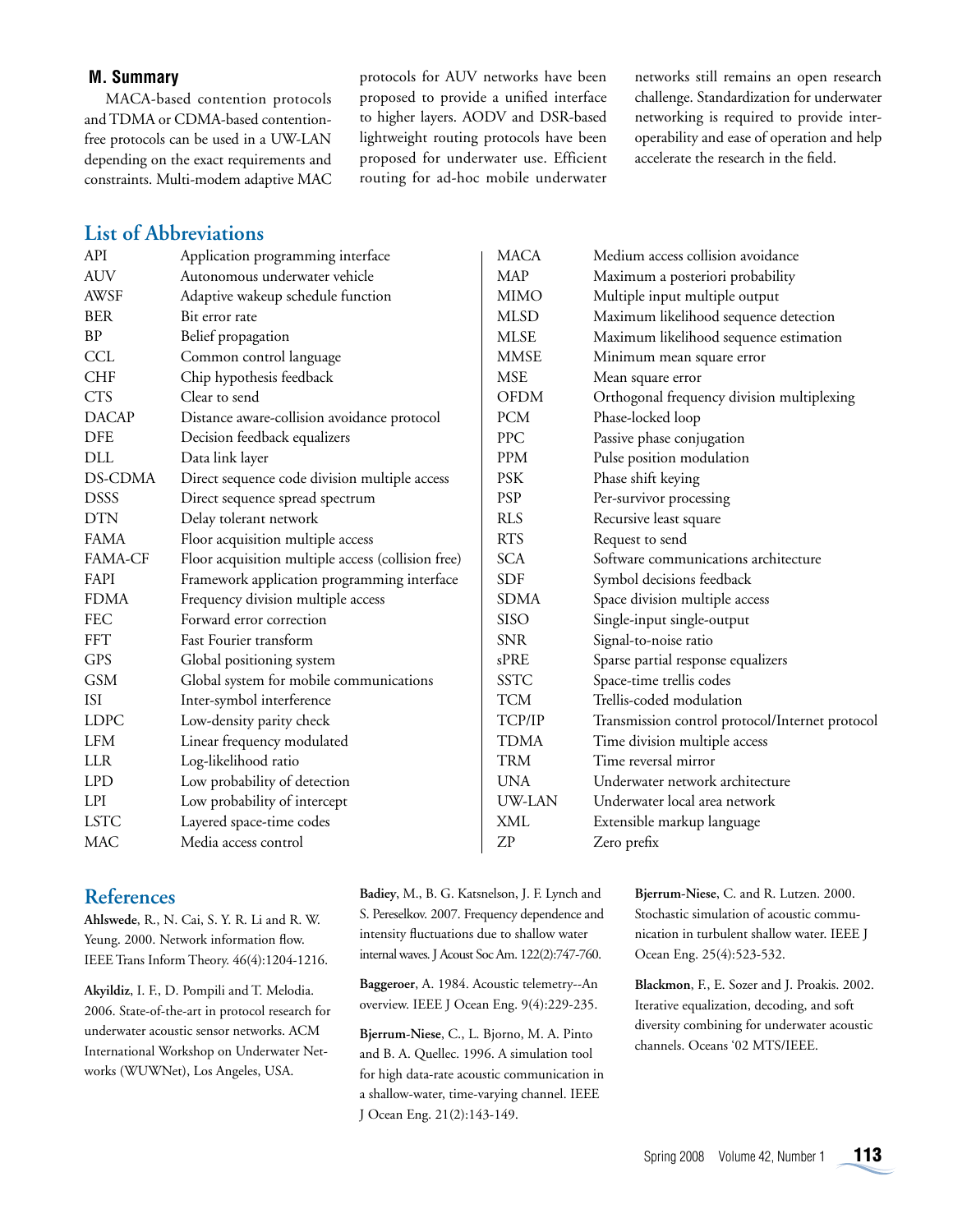### M. Summary

MACA-based contention protocols and TDMA or CDMA-based contention-free protocols can be used in a UW-LAN depending on the exact requirements and constraints. Multi-modem adaptive MAC protocols for AUV networks have been proposed to provide a unified interface to higher layers. AODV and DSR-based lightweight routing protocols have been proposed for underwater use. Efficient routing for ad-hoc mobile underwater networks still remains an open research challenge. Standardization for underwater networking is required to provide interoperability and ease of operation and help accelerate the research in the field.

## List of Abbreviations

| Abbreviation | Meaning |
|---|---|
| API | Application programming interface |
| AUV | Autonomous underwater vehicle |
| AWSF | Adaptive wakeup schedule function |
| BER | Bit error rate |
| BP | Belief propagation |
| CCL | Common control language |
| CHF | Chip hypothesis feedback |
| CTS | Clear to send |
| DACAP | Distance aware-collision avoidance protocol |
| DFE | Decision feedback equalizers |
| DLL | Data link layer |
| DS-CDMA | Direct sequence code division multiple access |
| DSSS | Direct sequence spread spectrum |
| DTN | Delay tolerant network |
| FAMA | Floor acquisition multiple access |
| FAMA-CF | Floor acquisition multiple access (collision free) |
| FAPI | Framework application programming interface |
| FDMA | Frequency division multiple access |
| FEC | Forward error correction |
| FFT | Fast Fourier transform |
| GPS | Global positioning system |
| GSM | Global system for mobile communications |
| ISI | Inter-symbol interference |
| LDPC | Low-density parity check |
| LFM | Linear frequency modulated |
| LLR | Log-likelihood ratio |
| LPD | Low probability of detection |
| LPI | Low probability of intercept |
| LSTC | Layered space-time codes |
| MAC | Media access control |
| MACA | Medium access collision avoidance |
| MAP | Maximum a posteriori probability |
| MIMO | Multiple input multiple output |
| MLSD | Maximum likelihood sequence detection |
| MLSE | Maximum likelihood sequence estimation |
| MMSE | Minimum mean square error |
| MSE | Mean square error |
| OFDM | Orthogonal frequency division multiplexing |
| PCM | Phase-locked loop |
| PPC | Passive phase conjugation |
| PPM | Pulse position modulation |
| PSK | Phase shift keying |
| PSP | Per-survivor processing |
| RLS | Recursive least square |
| RTS | Request to send |
| SCA | Software communications architecture |
| SDF | Symbol decisions feedback |
| SDMA | Space division multiple access |
| SISO | Single-input single-output |
| SNR | Signal-to-noise ratio |
| sPRE | Sparse partial response equalizers |
| SSTC | Space-time trellis codes |
| TCM | Trellis-coded modulation |
| TCP/IP | Transmission control protocol/Internet protocol |
| TDMA | Time division multiple access |
| TRM | Time reversal mirror |
| UNA | Underwater network architecture |
| UW-LAN | Underwater local area network |
| XML | Extensible markup language |
| ZP | Zero prefix |

## References

**Ahlswede**, R., N. Cai, S. Y. R. Li and R. W. Yeung. 2000. Network information flow. IEEE Trans Inform Theory. 46(4):1204-1216.

**Akyildiz**, I. F., D. Pompili and T. Melodia. 2006. State-of-the-art in protocol research for underwater acoustic sensor networks. ACM International Workshop on Underwater Networks (WUWNet), Los Angeles, USA.

**Badiey**, M., B. G. Katsnelson, J. F. Lynch and S. Pereselkov. 2007. Frequency dependence and intensity fluctuations due to shallow water internal waves. J Acoust Soc Am. 122(2):747-760.

**Baggeroer**, A. 1984. Acoustic telemetry--An overview. IEEE J Ocean Eng. 9(4):229-235.

**Bjerrum-Niese**, C., L. Bjorno, M. A. Pinto and B. A. Quellec. 1996. A simulation tool for high data-rate acoustic communication in a shallow-water, time-varying channel. IEEE J Ocean Eng. 21(2):143-149.

**Bjerrum-Niese**, C. and R. Lutzen. 2000. Stochastic simulation of acoustic communication in turbulent shallow water. IEEE J Ocean Eng. 25(4):523-532.

**Blackmon**, F., E. Sozer and J. Proakis. 2002. Iterative equalization, decoding, and soft diversity combining for underwater acoustic channels. Oceans '02 MTS/IEEE.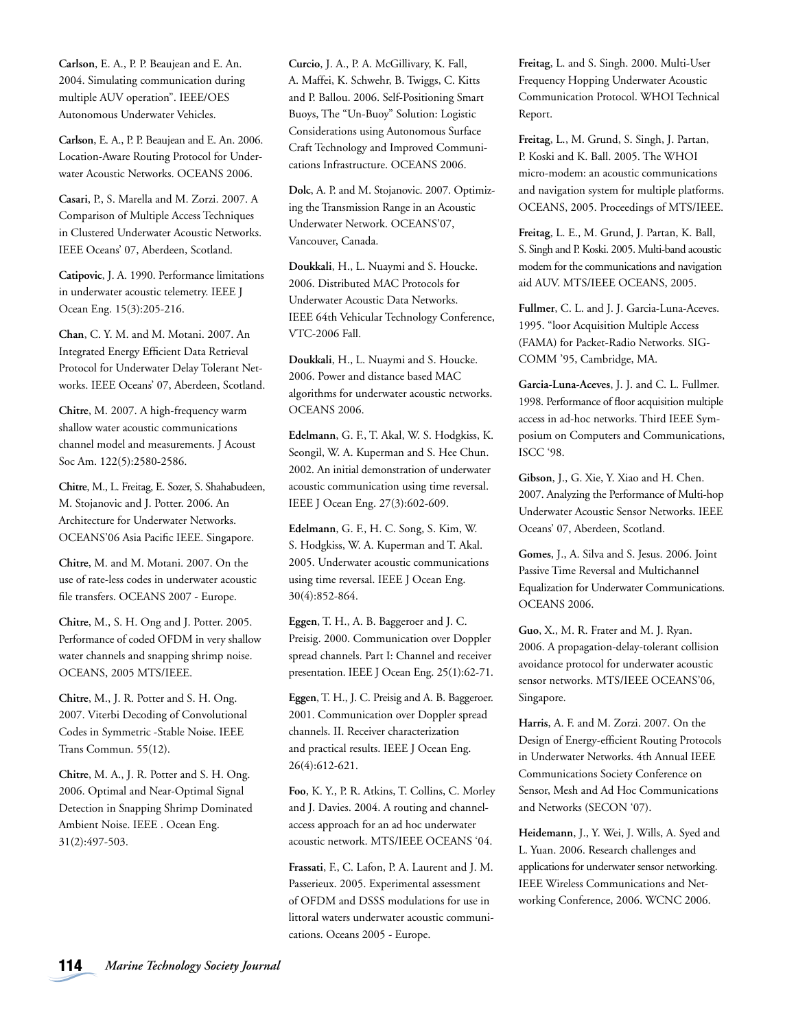**Carlson**, E. A., P. P. Beaujean and E. An. 2004. Simulating communication during multiple AUV operation". IEEE/OES Autonomous Underwater Vehicles.

**Carlson**, E. A., P. P. Beaujean and E. An. 2006. Location-Aware Routing Protocol for Underwater Acoustic Networks. OCEANS 2006.

**Casari**, P., S. Marella and M. Zorzi. 2007. A Comparison of Multiple Access Techniques in Clustered Underwater Acoustic Networks. IEEE Oceans' 07, Aberdeen, Scotland.

**Catipovic**, J. A. 1990. Performance limitations in underwater acoustic telemetry. IEEE J Ocean Eng. 15(3):205-216.

**Chan**, C. Y. M. and M. Motani. 2007. An Integrated Energy Efficient Data Retrieval Protocol for Underwater Delay Tolerant Networks. IEEE Oceans' 07, Aberdeen, Scotland.

**Chitre**, M. 2007. A high-frequency warm shallow water acoustic communications channel model and measurements. J Acoust Soc Am. 122(5):2580-2586.

**Chitre**, M., L. Freitag, E. Sozer, S. Shahabudeen, M. Stojanovic and J. Potter. 2006. An Architecture for Underwater Networks. OCEANS'06 Asia Pacific IEEE. Singapore.

**Chitre**, M. and M. Motani. 2007. On the use of rate-less codes in underwater acoustic file transfers. OCEANS 2007 - Europe.

**Chitre**, M., S. H. Ong and J. Potter. 2005. Performance of coded OFDM in very shallow water channels and snapping shrimp noise. OCEANS, 2005 MTS/IEEE.

**Chitre**, M., J. R. Potter and S. H. Ong. 2007. Viterbi Decoding of Convolutional Codes in Symmetric -Stable Noise. IEEE Trans Commun. 55(12).

**Chitre**, M. A., J. R. Potter and S. H. Ong. 2006. Optimal and Near-Optimal Signal Detection in Snapping Shrimp Dominated Ambient Noise. IEEE . Ocean Eng. 31(2):497-503.

**Curcio**, J. A., P. A. McGillivary, K. Fall, A. Maffei, K. Schwehr, B. Twiggs, C. Kitts and P. Ballou. 2006. Self-Positioning Smart Buoys, The "Un-Buoy" Solution: Logistic Considerations using Autonomous Surface Craft Technology and Improved Communications Infrastructure. OCEANS 2006.

**Dolc**, A. P. and M. Stojanovic. 2007. Optimizing the Transmission Range in an Acoustic Underwater Network. OCEANS'07, Vancouver, Canada.

**Doukkali**, H., L. Nuaymi and S. Houcke. 2006. Distributed MAC Protocols for Underwater Acoustic Data Networks. IEEE 64th Vehicular Technology Conference, VTC-2006 Fall.

**Doukkali**, H., L. Nuaymi and S. Houcke. 2006. Power and distance based MAC algorithms for underwater acoustic networks. OCEANS 2006.

**Edelmann**, G. F., T. Akal, W. S. Hodgkiss, K. Seongil, W. A. Kuperman and S. Hee Chun. 2002. An initial demonstration of underwater acoustic communication using time reversal. IEEE J Ocean Eng. 27(3):602-609.

**Edelmann**, G. F., H. C. Song, S. Kim, W. S. Hodgkiss, W. A. Kuperman and T. Akal. 2005. Underwater acoustic communications using time reversal. IEEE J Ocean Eng. 30(4):852-864.

**Eggen**, T. H., A. B. Baggeroer and J. C. Preisig. 2000. Communication over Doppler spread channels. Part I: Channel and receiver presentation. IEEE J Ocean Eng. 25(1):62-71.

**Eggen**, T. H., J. C. Preisig and A. B. Baggeroer. 2001. Communication over Doppler spread channels. II. Receiver characterization and practical results. IEEE J Ocean Eng. 26(4):612-621.

**Foo**, K. Y., P. R. Atkins, T. Collins, C. Morley and J. Davies. 2004. A routing and channel-access approach for an ad hoc underwater acoustic network. MTS/IEEE OCEANS '04.

**Frassati**, F., C. Lafon, P. A. Laurent and J. M. Passerieux. 2005. Experimental assessment of OFDM and DSSS modulations for use in littoral waters underwater acoustic communications. Oceans 2005 - Europe.

**Freitag**, L. and S. Singh. 2000. Multi-User Frequency Hopping Underwater Acoustic Communication Protocol. WHOI Technical Report.

**Freitag**, L., M. Grund, S. Singh, J. Partan, P. Koski and K. Ball. 2005. The WHOI micro-modem: an acoustic communications and navigation system for multiple platforms. OCEANS, 2005. Proceedings of MTS/IEEE.

**Freitag**, L. E., M. Grund, J. Partan, K. Ball, S. Singh and P. Koski. 2005. Multi-band acoustic modem for the communications and navigation aid AUV. MTS/IEEE OCEANS, 2005.

**Fullmer**, C. L. and J. J. Garcia-Luna-Aceves. 1995. "loor Acquisition Multiple Access (FAMA) for Packet-Radio Networks. SIG-COMM '95, Cambridge, MA.

**Garcia-Luna-Aceves**, J. J. and C. L. Fullmer. 1998. Performance of floor acquisition multiple access in ad-hoc networks. Third IEEE Symposium on Computers and Communications, ISCC '98.

**Gibson**, J., G. Xie, Y. Xiao and H. Chen. 2007. Analyzing the Performance of Multi-hop Underwater Acoustic Sensor Networks. IEEE Oceans' 07, Aberdeen, Scotland.

**Gomes**, J., A. Silva and S. Jesus. 2006. Joint Passive Time Reversal and Multichannel Equalization for Underwater Communications. OCEANS 2006.

**Guo**, X., M. R. Frater and M. J. Ryan. 2006. A propagation-delay-tolerant collision avoidance protocol for underwater acoustic sensor networks. MTS/IEEE OCEANS'06, Singapore.

**Harris**, A. F. and M. Zorzi. 2007. On the Design of Energy-efficient Routing Protocols in Underwater Networks. 4th Annual IEEE Communications Society Conference on Sensor, Mesh and Ad Hoc Communications and Networks (SECON '07).

**Heidemann**, J., Y. Wei, J. Wills, A. Syed and L. Yuan. 2006. Research challenges and applications for underwater sensor networking. IEEE Wireless Communications and Networking Conference, 2006. WCNC 2006.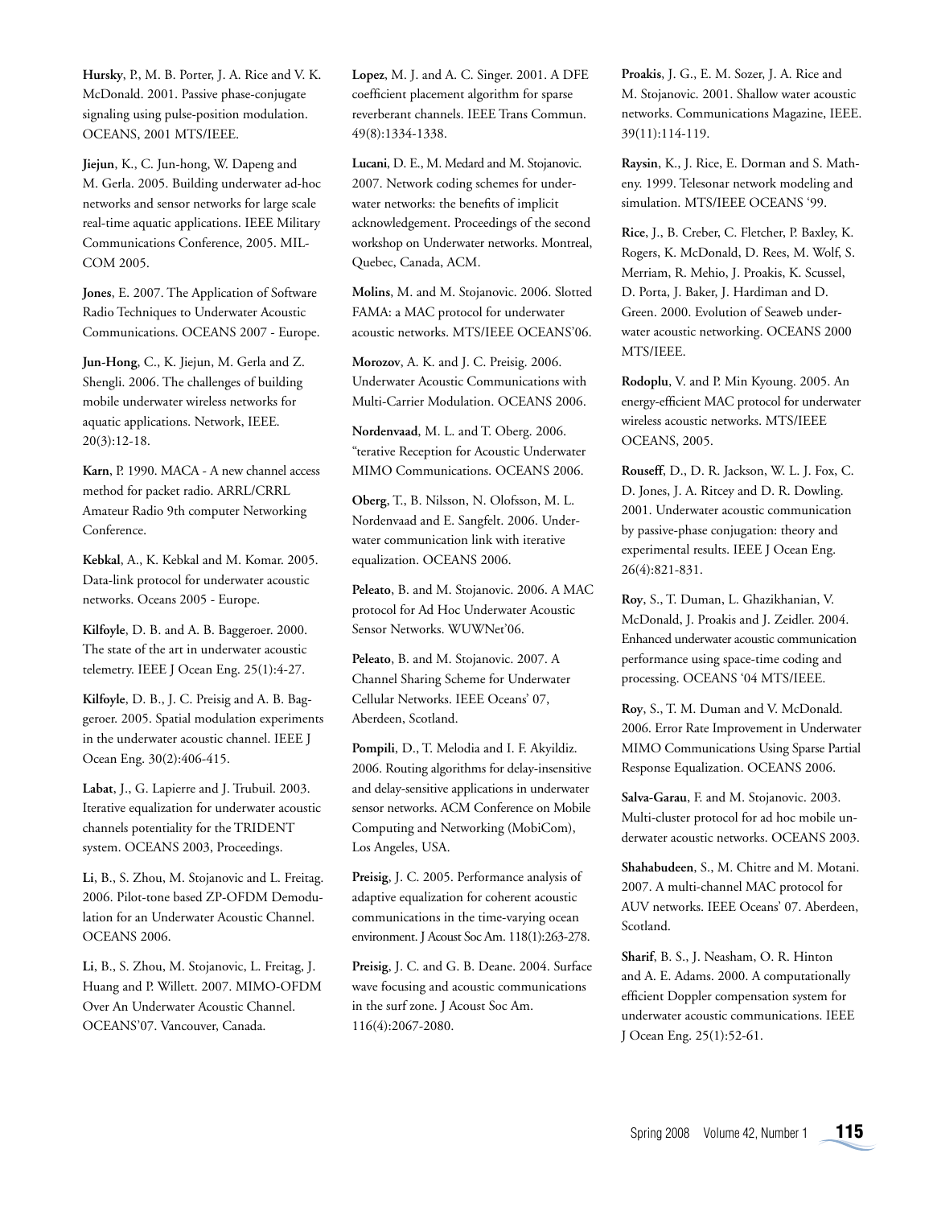**Hursky**, P., M. B. Porter, J. A. Rice and V. K. McDonald. 2001. Passive phase-conjugate signaling using pulse-position modulation. OCEANS, 2001 MTS/IEEE.

**Jiejun**, K., C. Jun-hong, W. Dapeng and M. Gerla. 2005. Building underwater ad-hoc networks and sensor networks for large scale real-time aquatic applications. IEEE Military Communications Conference, 2005. MILCOM 2005.

**Jones**, E. 2007. The Application of Software Radio Techniques to Underwater Acoustic Communications. OCEANS 2007 - Europe.

**Jun-Hong**, C., K. Jiejun, M. Gerla and Z. Shengli. 2006. The challenges of building mobile underwater wireless networks for aquatic applications. Network, IEEE. 20(3):12-18.

**Karn**, P. 1990. MACA - A new channel access method for packet radio. ARRL/CRRL Amateur Radio 9th computer Networking Conference.

**Kebkal**, A., K. Kebkal and M. Komar. 2005. Data-link protocol for underwater acoustic networks. Oceans 2005 - Europe.

**Kilfoyle**, D. B. and A. B. Baggeroer. 2000. The state of the art in underwater acoustic telemetry. IEEE J Ocean Eng. 25(1):4-27.

**Kilfoyle**, D. B., J. C. Preisig and A. B. Baggeroer. 2005. Spatial modulation experiments in the underwater acoustic channel. IEEE J Ocean Eng. 30(2):406-415.

**Labat**, J., G. Lapierre and J. Trubuil. 2003. Iterative equalization for underwater acoustic channels potentiality for the TRIDENT system. OCEANS 2003, Proceedings.

**Li**, B., S. Zhou, M. Stojanovic and L. Freitag. 2006. Pilot-tone based ZP-OFDM Demodulation for an Underwater Acoustic Channel. OCEANS 2006.

**Li**, B., S. Zhou, M. Stojanovic, L. Freitag, J. Huang and P. Willett. 2007. MIMO-OFDM Over An Underwater Acoustic Channel. OCEANS'07. Vancouver, Canada.

**Lopez**, M. J. and A. C. Singer. 2001. A DFE coefficient placement algorithm for sparse reverberant channels. IEEE Trans Commun. 49(8):1334-1338.

**Lucani**, D. E., M. Medard and M. Stojanovic. 2007. Network coding schemes for underwater networks: the benefits of implicit acknowledgement. Proceedings of the second workshop on Underwater networks. Montreal, Quebec, Canada, ACM.

**Molins**, M. and M. Stojanovic. 2006. Slotted FAMA: a MAC protocol for underwater acoustic networks. MTS/IEEE OCEANS'06.

**Morozov**, A. K. and J. C. Preisig. 2006. Underwater Acoustic Communications with Multi-Carrier Modulation. OCEANS 2006.

**Nordenvaad**, M. L. and T. Oberg. 2006. "terative Reception for Acoustic Underwater MIMO Communications. OCEANS 2006.

**Oberg**, T., B. Nilsson, N. Olofsson, M. L. Nordenvaad and E. Sangfelt. 2006. Underwater communication link with iterative equalization. OCEANS 2006.

**Peleato**, B. and M. Stojanovic. 2006. A MAC protocol for Ad Hoc Underwater Acoustic Sensor Networks. WUWNet'06.

**Peleato**, B. and M. Stojanovic. 2007. A Channel Sharing Scheme for Underwater Cellular Networks. IEEE Oceans' 07, Aberdeen, Scotland.

**Pompili**, D., T. Melodia and I. F. Akyildiz. 2006. Routing algorithms for delay-insensitive and delay-sensitive applications in underwater sensor networks. ACM Conference on Mobile Computing and Networking (MobiCom), Los Angeles, USA.

**Preisig**, J. C. 2005. Performance analysis of adaptive equalization for coherent acoustic communications in the time-varying ocean environment. J Acoust Soc Am. 118(1):263-278.

**Preisig**, J. C. and G. B. Deane. 2004. Surface wave focusing and acoustic communications in the surf zone. J Acoust Soc Am. 116(4):2067-2080.

**Proakis**, J. G., E. M. Sozer, J. A. Rice and M. Stojanovic. 2001. Shallow water acoustic networks. Communications Magazine, IEEE. 39(11):114-119.

**Raysin**, K., J. Rice, E. Dorman and S. Matheny. 1999. Telesonar network modeling and simulation. MTS/IEEE OCEANS '99.

**Rice**, J., B. Creber, C. Fletcher, P. Baxley, K. Rogers, K. McDonald, D. Rees, M. Wolf, S. Merriam, R. Mehio, J. Proakis, K. Scussel, D. Porta, J. Baker, J. Hardiman and D. Green. 2000. Evolution of Seaweb underwater acoustic networking. OCEANS 2000 MTS/IEEE.

**Rodoplu**, V. and P. Min Kyoung. 2005. An energy-efficient MAC protocol for underwater wireless acoustic networks. MTS/IEEE OCEANS, 2005.

**Rouseff**, D., D. R. Jackson, W. L. J. Fox, C. D. Jones, J. A. Ritcey and D. R. Dowling. 2001. Underwater acoustic communication by passive-phase conjugation: theory and experimental results. IEEE J Ocean Eng. 26(4):821-831.

**Roy**, S., T. Duman, L. Ghazikhanian, V. McDonald, J. Proakis and J. Zeidler. 2004. Enhanced underwater acoustic communication performance using space-time coding and processing. OCEANS '04 MTS/IEEE.

**Roy**, S., T. M. Duman and V. McDonald. 2006. Error Rate Improvement in Underwater MIMO Communications Using Sparse Partial Response Equalization. OCEANS 2006.

**Salva-Garau**, F. and M. Stojanovic. 2003. Multi-cluster protocol for ad hoc mobile underwater acoustic networks. OCEANS 2003.

**Shahabudeen**, S., M. Chitre and M. Motani. 2007. A multi-channel MAC protocol for AUV networks. IEEE Oceans' 07. Aberdeen, Scotland.

**Sharif**, B. S., J. Neasham, O. R. Hinton and A. E. Adams. 2000. A computationally efficient Doppler compensation system for underwater acoustic communications. IEEE J Ocean Eng. 25(1):52-61.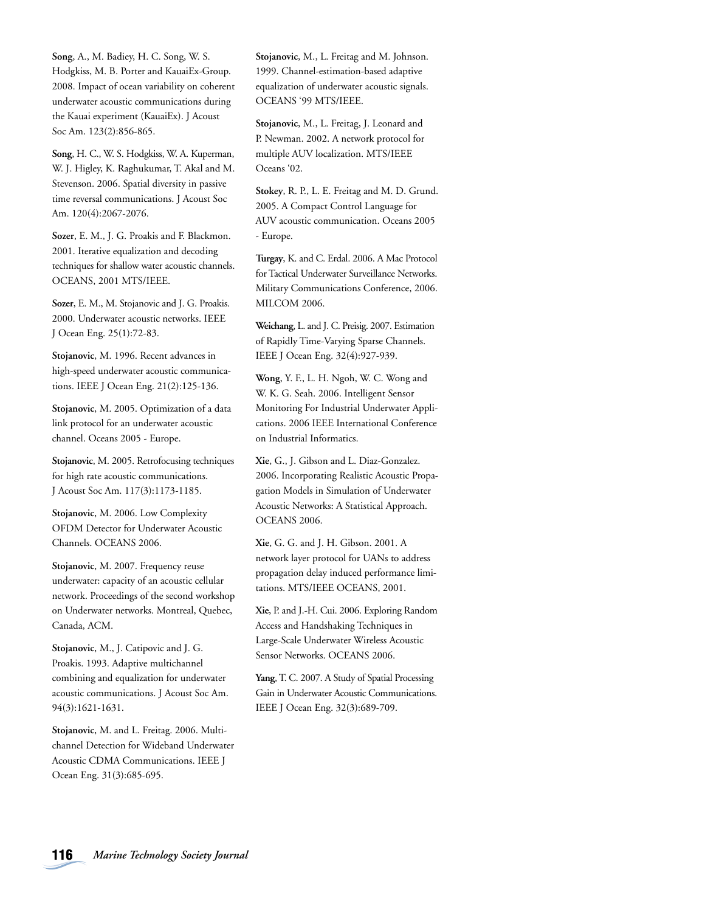**Song**, A., M. Badiey, H. C. Song, W. S. Hodgkiss, M. B. Porter and KauaiEx-Group. 2008. Impact of ocean variability on coherent underwater acoustic communications during the Kauai experiment (KauaiEx). J Acoust Soc Am. 123(2):856-865.

**Song**, H. C., W. S. Hodgkiss, W. A. Kuperman, W. J. Higley, K. Raghukumar, T. Akal and M. Stevenson. 2006. Spatial diversity in passive time reversal communications. J Acoust Soc Am. 120(4):2067-2076.

**Sozer**, E. M., J. G. Proakis and F. Blackmon. 2001. Iterative equalization and decoding techniques for shallow water acoustic channels. OCEANS, 2001 MTS/IEEE.

**Sozer**, E. M., M. Stojanovic and J. G. Proakis. 2000. Underwater acoustic networks. IEEE J Ocean Eng. 25(1):72-83.

**Stojanovic**, M. 1996. Recent advances in high-speed underwater acoustic communications. IEEE J Ocean Eng. 21(2):125-136.

**Stojanovic**, M. 2005. Optimization of a data link protocol for an underwater acoustic channel. Oceans 2005 - Europe.

**Stojanovic**, M. 2005. Retrofocusing techniques for high rate acoustic communications. J Acoust Soc Am. 117(3):1173-1185.

**Stojanovic**, M. 2006. Low Complexity OFDM Detector for Underwater Acoustic Channels. OCEANS 2006.

**Stojanovic**, M. 2007. Frequency reuse underwater: capacity of an acoustic cellular network. Proceedings of the second workshop on Underwater networks. Montreal, Quebec, Canada, ACM.

**Stojanovic**, M., J. Catipovic and J. G. Proakis. 1993. Adaptive multichannel combining and equalization for underwater acoustic communications. J Acoust Soc Am. 94(3):1621-1631.

**Stojanovic**, M. and L. Freitag. 2006. Multichannel Detection for Wideband Underwater Acoustic CDMA Communications. IEEE J Ocean Eng. 31(3):685-695.

**Stojanovic**, M., L. Freitag and M. Johnson. 1999. Channel-estimation-based adaptive equalization of underwater acoustic signals. OCEANS '99 MTS/IEEE.

**Stojanovic**, M., L. Freitag, J. Leonard and P. Newman. 2002. A network protocol for multiple AUV localization. MTS/IEEE Oceans '02.

**Stokey**, R. P., L. E. Freitag and M. D. Grund. 2005. A Compact Control Language for AUV acoustic communication. Oceans 2005 - Europe.

**Turgay**, K. and C. Erdal. 2006. A Mac Protocol for Tactical Underwater Surveillance Networks. Military Communications Conference, 2006. MILCOM 2006.

**Weichang**, L. and J. C. Preisig. 2007. Estimation of Rapidly Time-Varying Sparse Channels. IEEE J Ocean Eng. 32(4):927-939.

**Wong**, Y. F., L. H. Ngoh, W. C. Wong and W. K. G. Seah. 2006. Intelligent Sensor Monitoring For Industrial Underwater Applications. 2006 IEEE International Conference on Industrial Informatics.

**Xie**, G., J. Gibson and L. Diaz-Gonzalez. 2006. Incorporating Realistic Acoustic Propagation Models in Simulation of Underwater Acoustic Networks: A Statistical Approach. OCEANS 2006.

**Xie**, G. G. and J. H. Gibson. 2001. A network layer protocol for UANs to address propagation delay induced performance limitations. MTS/IEEE OCEANS, 2001.

**Xie**, P. and J.-H. Cui. 2006. Exploring Random Access and Handshaking Techniques in Large-Scale Underwater Wireless Acoustic Sensor Networks. OCEANS 2006.

**Yang**, T. C. 2007. A Study of Spatial Processing Gain in Underwater Acoustic Communications. IEEE J Ocean Eng. 32(3):689-709.